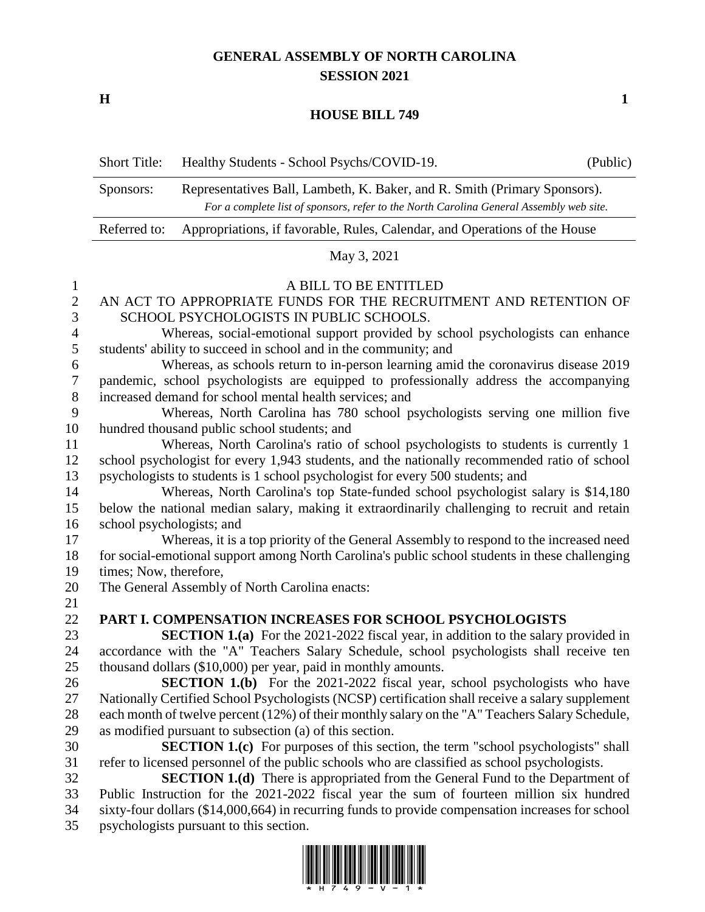# GENERAL ASSEMBLY OF NORTH CAROLINA
## SESSION 2021

**H** **1**

## HOUSE BILL 749

| | | |
|---|---|---|
| Short Title: | Healthy Students - School Psychs/COVID-19. | (Public) |
| Sponsors: | Representatives Ball, Lambeth, K. Baker, and R. Smith (Primary Sponsors). *For a complete list of sponsors, refer to the North Carolina General Assembly web site.* | |
| Referred to: | Appropriations, if favorable, Rules, Calendar, and Operations of the House | |

May 3, 2021

A BILL TO BE ENTITLED

AN ACT TO APPROPRIATE FUNDS FOR THE RECRUITMENT AND RETENTION OF SCHOOL PSYCHOLOGISTS IN PUBLIC SCHOOLS.

Whereas, social-emotional support provided by school psychologists can enhance students' ability to succeed in school and in the community; and

Whereas, as schools return to in-person learning amid the coronavirus disease 2019 pandemic, school psychologists are equipped to professionally address the accompanying increased demand for school mental health services; and

Whereas, North Carolina has 780 school psychologists serving one million five hundred thousand public school students; and

Whereas, North Carolina's ratio of school psychologists to students is currently 1 school psychologist for every 1,943 students, and the nationally recommended ratio of school psychologists to students is 1 school psychologist for every 500 students; and

Whereas, North Carolina's top State-funded school psychologist salary is $14,180 below the national median salary, making it extraordinarily challenging to recruit and retain school psychologists; and

Whereas, it is a top priority of the General Assembly to respond to the increased need for social-emotional support among North Carolina's public school students in these challenging times; Now, therefore,

The General Assembly of North Carolina enacts:

**PART I. COMPENSATION INCREASES FOR SCHOOL PSYCHOLOGISTS**

**SECTION 1.(a)** For the 2021-2022 fiscal year, in addition to the salary provided in accordance with the "A" Teachers Salary Schedule, school psychologists shall receive ten thousand dollars ($10,000) per year, paid in monthly amounts.

**SECTION 1.(b)** For the 2021-2022 fiscal year, school psychologists who have Nationally Certified School Psychologists (NCSP) certification shall receive a salary supplement each month of twelve percent (12%) of their monthly salary on the "A" Teachers Salary Schedule, as modified pursuant to subsection (a) of this section.

**SECTION 1.(c)** For purposes of this section, the term "school psychologists" shall refer to licensed personnel of the public schools who are classified as school psychologists.

**SECTION 1.(d)** There is appropriated from the General Fund to the Department of Public Instruction for the 2021-2022 fiscal year the sum of fourteen million six hundred sixty-four dollars ($14,000,664) in recurring funds to provide compensation increases for school psychologists pursuant to this section.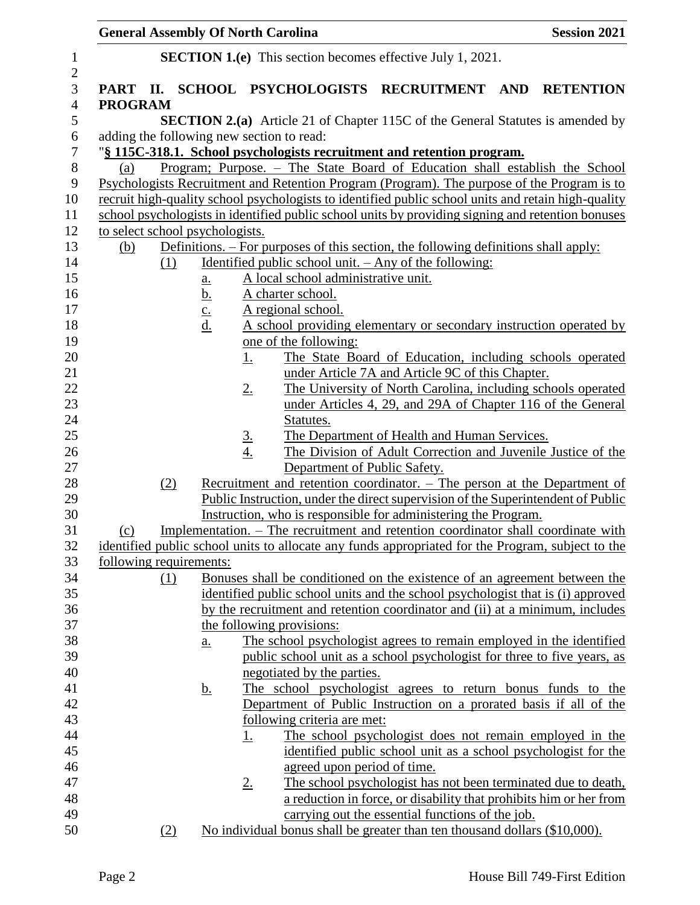**SECTION 1.(e)** This section becomes effective July 1, 2021.

**PART II. SCHOOL PSYCHOLOGISTS RECRUITMENT AND RETENTION PROGRAM**

**SECTION 2.(a)** Article 21 of Chapter 115C of the General Statutes is amended by adding the following new section to read:

"**§ 115C-318.1. School psychologists recruitment and retention program.**

(a) Program; Purpose. – The State Board of Education shall establish the School Psychologists Recruitment and Retention Program (Program). The purpose of the Program is to recruit high-quality school psychologists to identified public school units and retain high-quality school psychologists in identified public school units by providing signing and retention bonuses to select school psychologists.

(b) Definitions. – For purposes of this section, the following definitions shall apply:

(1) Identified public school unit. – Any of the following:

a. A local school administrative unit.

b. A charter school.

c. A regional school.

d. A school providing elementary or secondary instruction operated by one of the following:

1. The State Board of Education, including schools operated under Article 7A and Article 9C of this Chapter.

2. The University of North Carolina, including schools operated under Articles 4, 29, and 29A of Chapter 116 of the General Statutes.

3. The Department of Health and Human Services.

4. The Division of Adult Correction and Juvenile Justice of the Department of Public Safety.

(2) Recruitment and retention coordinator. – The person at the Department of Public Instruction, under the direct supervision of the Superintendent of Public Instruction, who is responsible for administering the Program.

(c) Implementation. – The recruitment and retention coordinator shall coordinate with identified public school units to allocate any funds appropriated for the Program, subject to the following requirements:

(1) Bonuses shall be conditioned on the existence of an agreement between the identified public school units and the school psychologist that is (i) approved by the recruitment and retention coordinator and (ii) at a minimum, includes the following provisions:

a. The school psychologist agrees to remain employed in the identified public school unit as a school psychologist for three to five years, as negotiated by the parties.

b. The school psychologist agrees to return bonus funds to the Department of Public Instruction on a prorated basis if all of the following criteria are met:

1. The school psychologist does not remain employed in the identified public school unit as a school psychologist for the agreed upon period of time.

2. The school psychologist has not been terminated due to death, a reduction in force, or disability that prohibits him or her from carrying out the essential functions of the job.

(2) No individual bonus shall be greater than ten thousand dollars ($10,000).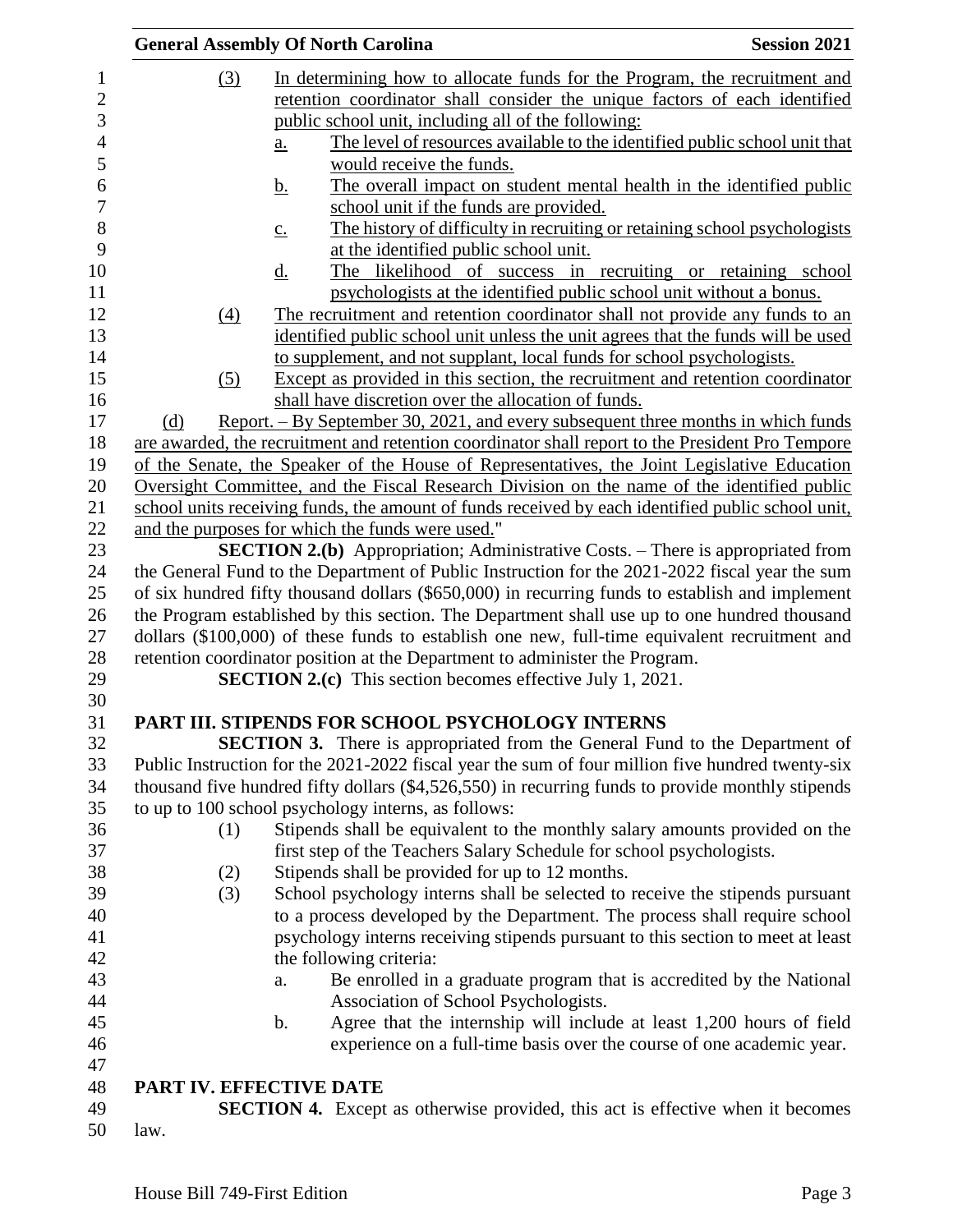(3) In determining how to allocate funds for the Program, the recruitment and retention coordinator shall consider the unique factors of each identified public school unit, including all of the following:

a. The level of resources available to the identified public school unit that would receive the funds.

b. The overall impact on student mental health in the identified public school unit if the funds are provided.

c. The history of difficulty in recruiting or retaining school psychologists at the identified public school unit.

d. The likelihood of success in recruiting or retaining school psychologists at the identified public school unit without a bonus.

(4) The recruitment and retention coordinator shall not provide any funds to an identified public school unit unless the unit agrees that the funds will be used to supplement, and not supplant, local funds for school psychologists.

(5) Except as provided in this section, the recruitment and retention coordinator shall have discretion over the allocation of funds.

(d) Report. – By September 30, 2021, and every subsequent three months in which funds are awarded, the recruitment and retention coordinator shall report to the President Pro Tempore of the Senate, the Speaker of the House of Representatives, the Joint Legislative Education Oversight Committee, and the Fiscal Research Division on the name of the identified public school units receiving funds, the amount of funds received by each identified public school unit, and the purposes for which the funds were used."

**SECTION 2.(b)** Appropriation; Administrative Costs. – There is appropriated from the General Fund to the Department of Public Instruction for the 2021-2022 fiscal year the sum of six hundred fifty thousand dollars ($650,000) in recurring funds to establish and implement the Program established by this section. The Department shall use up to one hundred thousand dollars ($100,000) of these funds to establish one new, full-time equivalent recruitment and retention coordinator position at the Department to administer the Program.

**SECTION 2.(c)** This section becomes effective July 1, 2021.

## PART III. STIPENDS FOR SCHOOL PSYCHOLOGY INTERNS

**SECTION 3.** There is appropriated from the General Fund to the Department of Public Instruction for the 2021-2022 fiscal year the sum of four million five hundred twenty-six thousand five hundred fifty dollars ($4,526,550) in recurring funds to provide monthly stipends to up to 100 school psychology interns, as follows:

(1) Stipends shall be equivalent to the monthly salary amounts provided on the first step of the Teachers Salary Schedule for school psychologists.

(2) Stipends shall be provided for up to 12 months.

(3) School psychology interns shall be selected to receive the stipends pursuant to a process developed by the Department. The process shall require school psychology interns receiving stipends pursuant to this section to meet at least the following criteria:

a. Be enrolled in a graduate program that is accredited by the National Association of School Psychologists.

b. Agree that the internship will include at least 1,200 hours of field experience on a full-time basis over the course of one academic year.

## PART IV. EFFECTIVE DATE

**SECTION 4.** Except as otherwise provided, this act is effective when it becomes law.